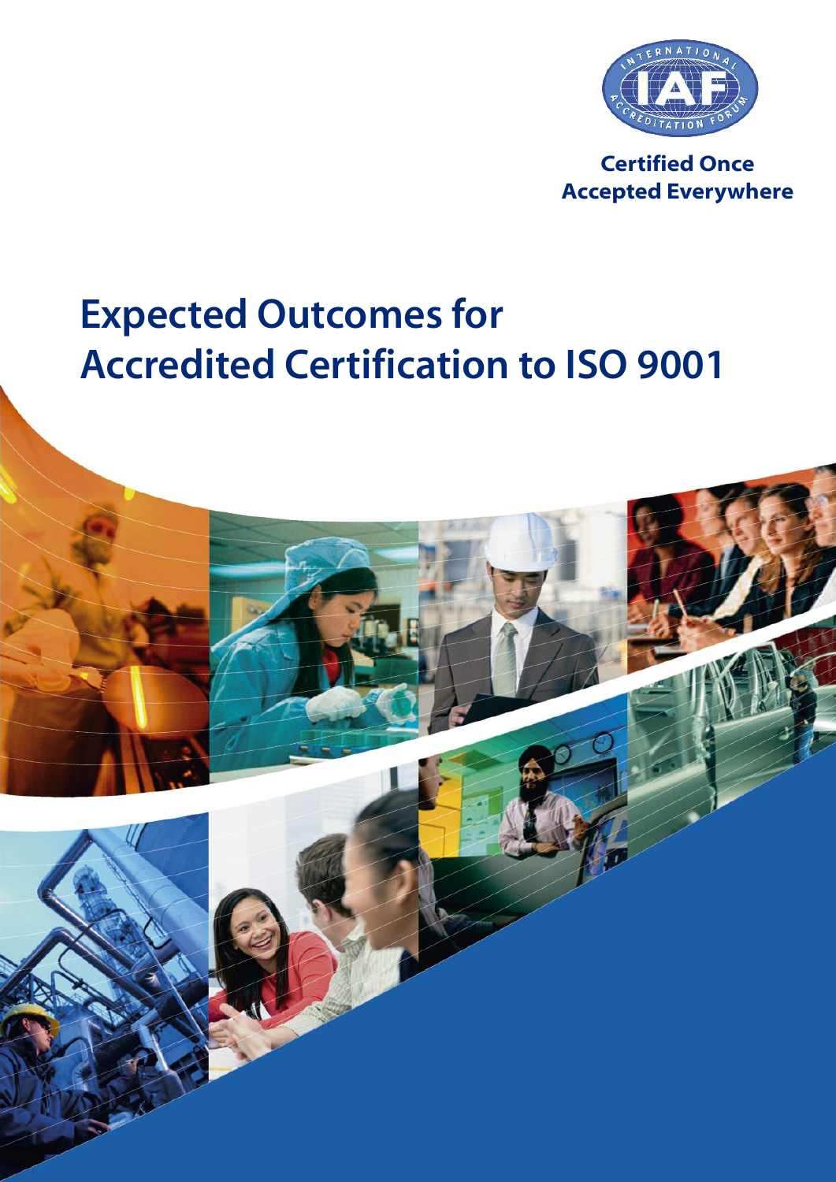Certified Once
Accepted Everywhere

# Expected Outcomes for Accredited Certification to ISO 9001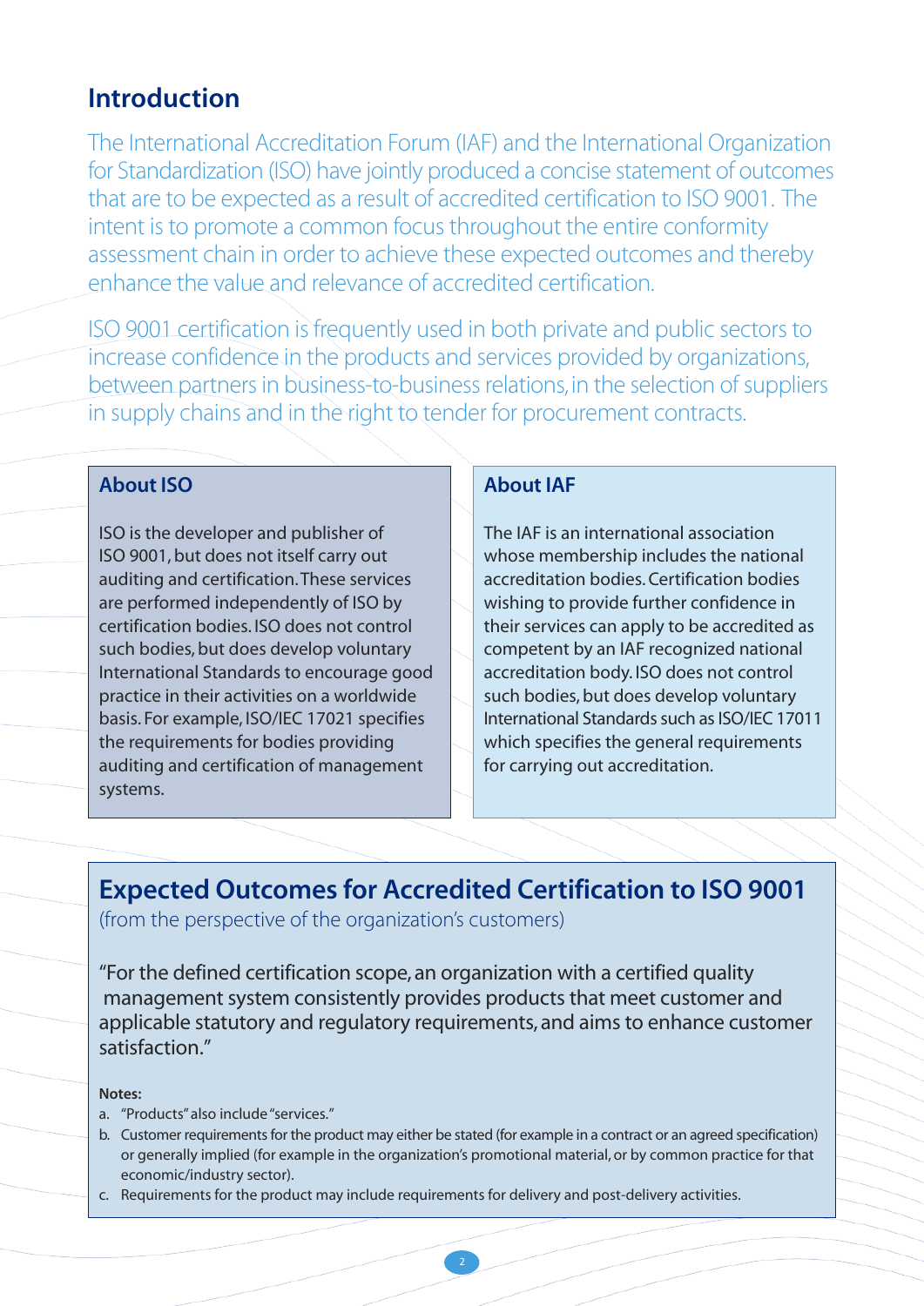## Introduction

The International Accreditation Forum (IAF) and the International Organization for Standardization (ISO) have jointly produced a concise statement of outcomes that are to be expected as a result of accredited certification to ISO 9001. The intent is to promote a common focus throughout the entire conformity assessment chain in order to achieve these expected outcomes and thereby enhance the value and relevance of accredited certification.

ISO 9001 certification is frequently used in both private and public sectors to increase confidence in the products and services provided by organizations, between partners in business-to-business relations, in the selection of suppliers in supply chains and in the right to tender for procurement contracts.

### About ISO

ISO is the developer and publisher of ISO 9001, but does not itself carry out auditing and certification. These services are performed independently of ISO by certification bodies. ISO does not control such bodies, but does develop voluntary International Standards to encourage good practice in their activities on a worldwide basis. For example, ISO/IEC 17021 specifies the requirements for bodies providing auditing and certification of management systems.

### About IAF

The IAF is an international association whose membership includes the national accreditation bodies. Certification bodies wishing to provide further confidence in their services can apply to be accredited as competent by an IAF recognized national accreditation body. ISO does not control such bodies, but does develop voluntary International Standards such as ISO/IEC 17011 which specifies the general requirements for carrying out accreditation.

## Expected Outcomes for Accredited Certification to ISO 9001

(from the perspective of the organization's customers)

"For the defined certification scope, an organization with a certified quality management system consistently provides products that meet customer and applicable statutory and regulatory requirements, and aims to enhance customer satisfaction."

**Notes:**

a. "Products" also include "services."
b. Customer requirements for the product may either be stated (for example in a contract or an agreed specification) or generally implied (for example in the organization's promotional material, or by common practice for that economic/industry sector).
c. Requirements for the product may include requirements for delivery and post-delivery activities.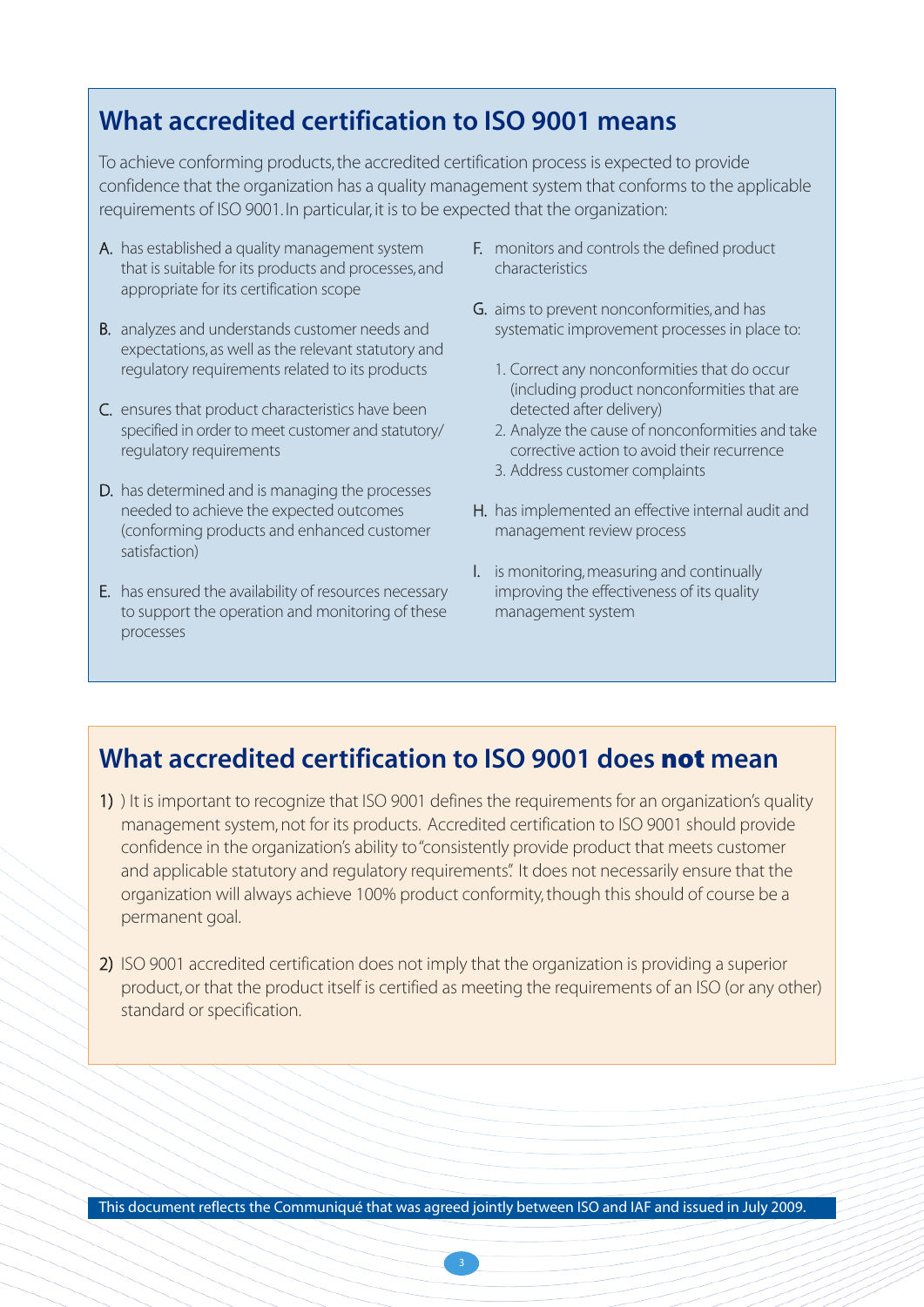## What accredited certification to ISO 9001 means

To achieve conforming products, the accredited certification process is expected to provide confidence that the organization has a quality management system that conforms to the applicable requirements of ISO 9001. In particular, it is to be expected that the organization:

- **A.** has established a quality management system that is suitable for its products and processes, and appropriate for its certification scope
- **B.** analyzes and understands customer needs and expectations, as well as the relevant statutory and regulatory requirements related to its products
- **C.** ensures that product characteristics have been specified in order to meet customer and statutory/regulatory requirements
- **D.** has determined and is managing the processes needed to achieve the expected outcomes (conforming products and enhanced customer satisfaction)
- **E.** has ensured the availability of resources necessary to support the operation and monitoring of these processes
- **F.** monitors and controls the defined product characteristics
- **G.** aims to prevent nonconformities, and has systematic improvement processes in place to:
  1. Correct any nonconformities that do occur (including product nonconformities that are detected after delivery)
  2. Analyze the cause of nonconformities and take corrective action to avoid their recurrence
  3. Address customer complaints
- **H.** has implemented an effective internal audit and management review process
- **I.** is monitoring, measuring and continually improving the effectiveness of its quality management system

## What accredited certification to ISO 9001 does **not** mean

**1)** ) It is important to recognize that ISO 9001 defines the requirements for an organization's quality management system, not for its products. Accredited certification to ISO 9001 should provide confidence in the organization's ability to "consistently provide product that meets customer and applicable statutory and regulatory requirements". It does not necessarily ensure that the organization will always achieve 100% product conformity, though this should of course be a permanent goal.

**2)** ISO 9001 accredited certification does not imply that the organization is providing a superior product, or that the product itself is certified as meeting the requirements of an ISO (or any other) standard or specification.

This document reflects the Communiqué that was agreed jointly between ISO and IAF and issued in July 2009.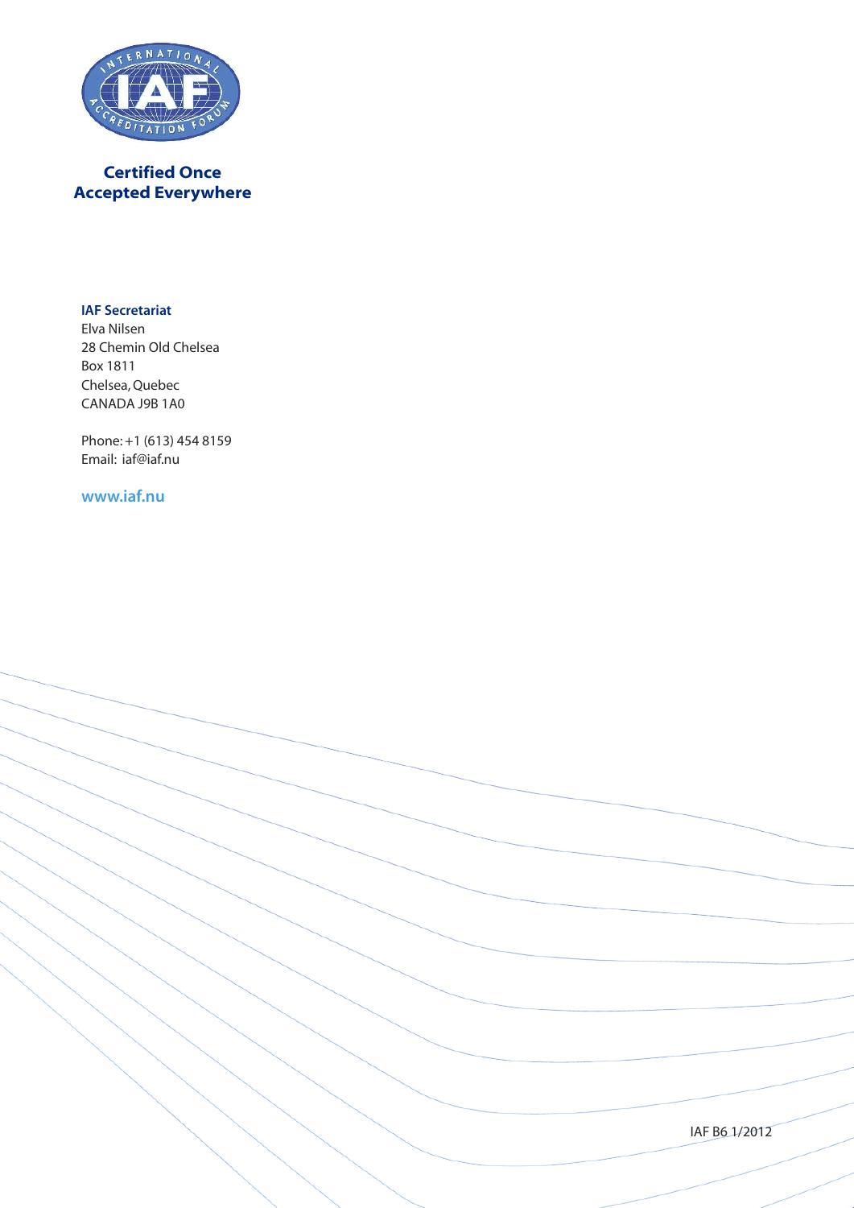**Certified Once**
**Accepted Everywhere**

**IAF Secretariat**
Elva Nilsen
28 Chemin Old Chelsea
Box 1811
Chelsea, Quebec
CANADA J9B 1A0

Phone: +1 (613) 454 8159
Email: iaf@iaf.nu

www.iaf.nu

IAF B6 1/2012